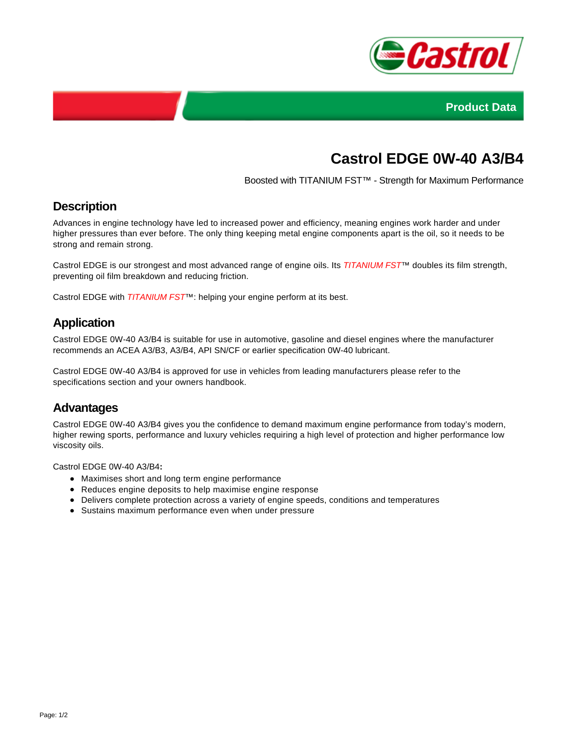Product Data

# Castrol EDGE 0W-40 A3/B4

Boosted with TITANIUM FST™ - Strength for Maximum Performance

## Description

Advances in engine technology have led to increased power and efficiency, meaning engines work harder and under higher pressures than ever before. The only thing keeping metal engine components apart is the oil, so it needs to be strong and remain strong.

Castrol EDGE is our strongest and most advanced range of engine oils. Its *TITANIUM FST*™ doubles its film strength, preventing oil film breakdown and reducing friction.

Castrol EDGE with *TITANIUM FST*™: helping your engine perform at its best.

## Application

Castrol EDGE 0W-40 A3/B4 is suitable for use in automotive, gasoline and diesel engines where the manufacturer recommends an ACEA A3/B3, A3/B4, API SN/CF or earlier specification 0W-40 lubricant.

Castrol EDGE 0W-40 A3/B4 is approved for use in vehicles from leading manufacturers please refer to the specifications section and your owners handbook.

## Advantages

Castrol EDGE 0W-40 A3/B4 gives you the confidence to demand maximum engine performance from today's modern, higher rewing sports, performance and luxury vehicles requiring a high level of protection and higher performance low viscosity oils.

Castrol EDGE 0W-40 A3/B4**:**

- Maximises short and long term engine performance
- Reduces engine deposits to help maximise engine response
- Delivers complete protection across a variety of engine speeds, conditions and temperatures
- Sustains maximum performance even when under pressure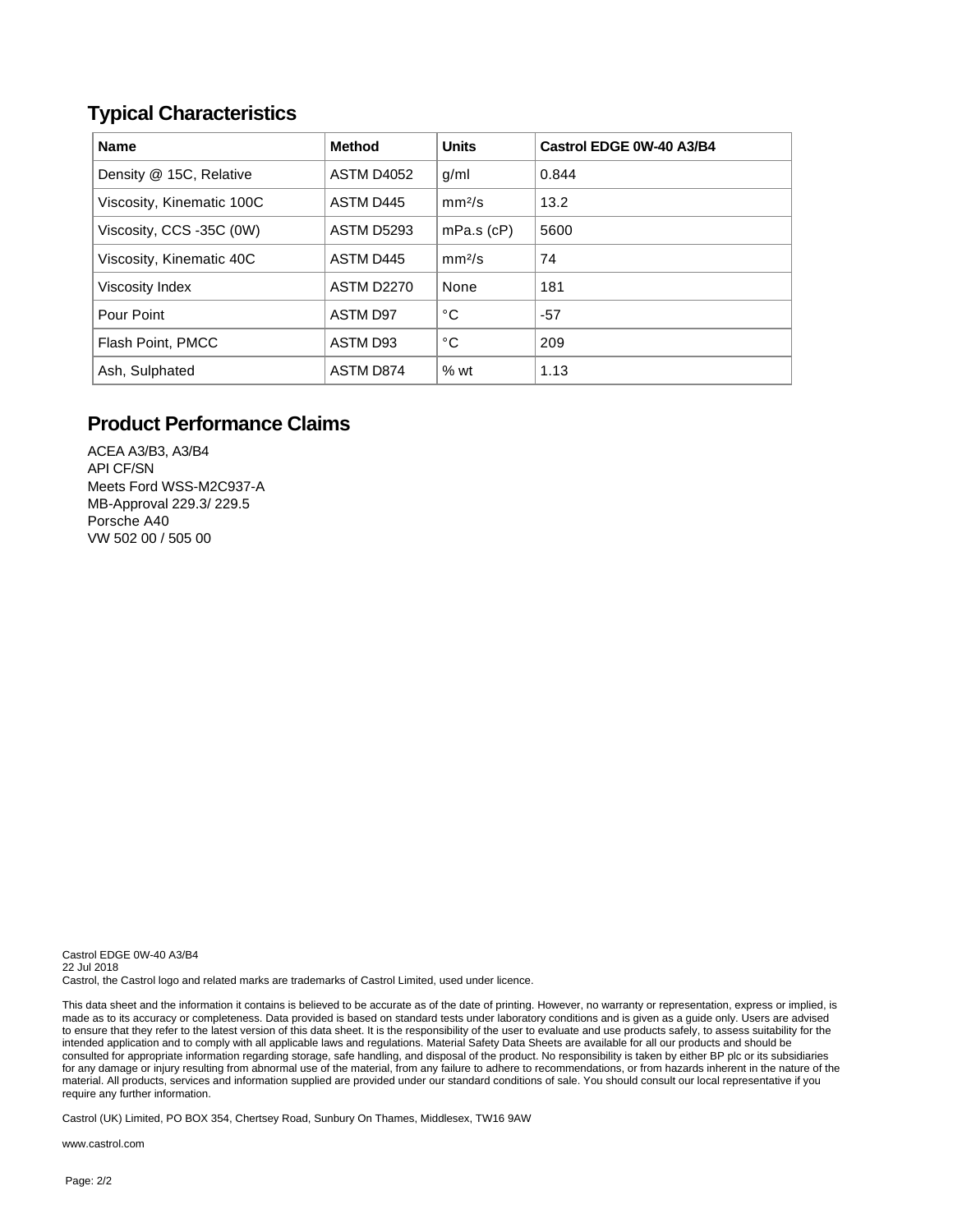## Typical Characteristics

| Name | Method | Units | Castrol EDGE 0W-40 A3/B4 |
|---|---|---|---|
| Density @ 15C, Relative | ASTM D4052 | g/ml | 0.844 |
| Viscosity, Kinematic 100C | ASTM D445 | $mm^2/s$ | 13.2 |
| Viscosity, CCS -35C (0W) | ASTM D5293 | mPa.s (cP) | 5600 |
| Viscosity, Kinematic 40C | ASTM D445 | $mm^2/s$ | 74 |
| Viscosity Index | ASTM D2270 | None | 181 |
| Pour Point | ASTM D97 | °C | -57 |
| Flash Point, PMCC | ASTM D93 | °C | 209 |
| Ash, Sulphated | ASTM D874 | % wt | 1.13 |

## Product Performance Claims

ACEA A3/B3, A3/B4
API CF/SN
Meets Ford WSS-M2C937-A
MB-Approval 229.3/ 229.5
Porsche A40
VW 502 00 / 505 00

Castrol EDGE 0W-40 A3/B4
22 Jul 2018
Castrol, the Castrol logo and related marks are trademarks of Castrol Limited, used under licence.

This data sheet and the information it contains is believed to be accurate as of the date of printing. However, no warranty or representation, express or implied, is made as to its accuracy or completeness. Data provided is based on standard tests under laboratory conditions and is given as a guide only. Users are advised to ensure that they refer to the latest version of this data sheet. It is the responsibility of the user to evaluate and use products safely, to assess suitability for the intended application and to comply with all applicable laws and regulations. Material Safety Data Sheets are available for all our products and should be consulted for appropriate information regarding storage, safe handling, and disposal of the product. No responsibility is taken by either BP plc or its subsidiaries for any damage or injury resulting from abnormal use of the material, from any failure to adhere to recommendations, or from hazards inherent in the nature of the material. All products, services and information supplied are provided under our standard conditions of sale. You should consult our local representative if you require any further information.

Castrol (UK) Limited, PO BOX 354, Chertsey Road, Sunbury On Thames, Middlesex, TW16 9AW

www.castrol.com